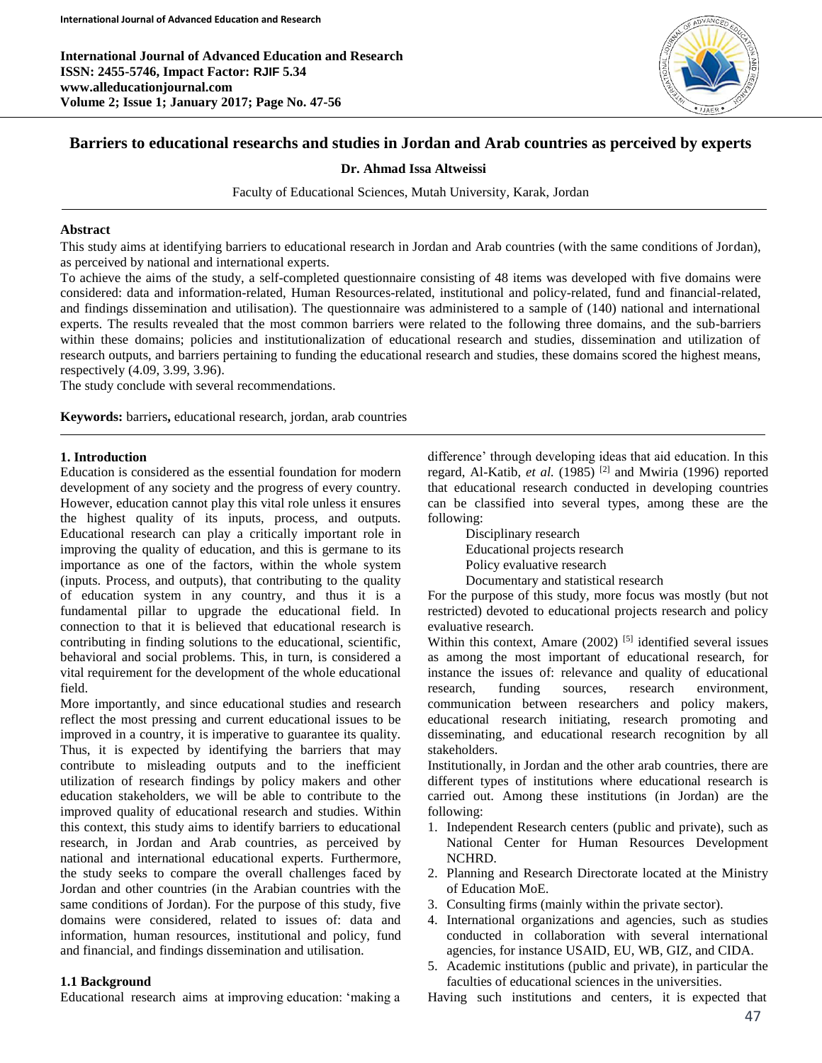# Barriers to educational researchs and studies in Jordan and Arab countries as perceived by experts

**Dr. Ahmad Issa Altweissi**

Faculty of Educational Sciences, Mutah University, Karak, Jordan

## Abstract

This study aims at identifying barriers to educational research in Jordan and Arab countries (with the same conditions of Jordan), as perceived by national and international experts.

To achieve the aims of the study, a self-completed questionnaire consisting of 48 items was developed with five domains were considered: data and information-related, Human Resources-related, institutional and policy-related, fund and financial-related, and findings dissemination and utilisation). The questionnaire was administered to a sample of (140) national and international experts. The results revealed that the most common barriers were related to the following three domains, and the sub-barriers within these domains; policies and institutionalization of educational research and studies, dissemination and utilization of research outputs, and barriers pertaining to funding the educational research and studies, these domains scored the highest means, respectively (4.09, 3.99, 3.96).

The study conclude with several recommendations.

**Keywords:** barriers**,** educational research, jordan, arab countries

## 1. Introduction

Education is considered as the essential foundation for modern development of any society and the progress of every country. However, education cannot play this vital role unless it ensures the highest quality of its inputs, process, and outputs. Educational research can play a critically important role in improving the quality of education, and this is germane to its importance as one of the factors, within the whole system (inputs. Process, and outputs), that contributing to the quality of education system in any country, and thus it is a fundamental pillar to upgrade the educational field. In connection to that it is believed that educational research is contributing in finding solutions to the educational, scientific, behavioral and social problems. This, in turn, is considered a vital requirement for the development of the whole educational field.

More importantly, and since educational studies and research reflect the most pressing and current educational issues to be improved in a country, it is imperative to guarantee its quality. Thus, it is expected by identifying the barriers that may contribute to misleading outputs and to the inefficient utilization of research findings by policy makers and other education stakeholders, we will be able to contribute to the improved quality of educational research and studies. Within this context, this study aims to identify barriers to educational research, in Jordan and Arab countries, as perceived by national and international educational experts. Furthermore, the study seeks to compare the overall challenges faced by Jordan and other countries (in the Arabian countries with the same conditions of Jordan). For the purpose of this study, five domains were considered, related to issues of: data and information, human resources, institutional and policy, fund and financial, and findings dissemination and utilisation.

### 1.1 Background

Educational research aims at improving education: 'making a difference' through developing ideas that aid education. In this regard, Al-Katib, *et al.* (1985) [2] and Mwiria (1996) reported that educational research conducted in developing countries can be classified into several types, among these are the following:

- Disciplinary research
- Educational projects research
- Policy evaluative research
- Documentary and statistical research

For the purpose of this study, more focus was mostly (but not restricted) devoted to educational projects research and policy evaluative research.

Within this context, Amare (2002) [5] identified several issues as among the most important of educational research, for instance the issues of: relevance and quality of educational research, funding sources, research environment, communication between researchers and policy makers, educational research initiating, research promoting and disseminating, and educational research recognition by all stakeholders.

Institutionally, in Jordan and the other arab countries, there are different types of institutions where educational research is carried out. Among these institutions (in Jordan) are the following:

1. Independent Research centers (public and private), such as National Center for Human Resources Development NCHRD.
2. Planning and Research Directorate located at the Ministry of Education MoE.
3. Consulting firms (mainly within the private sector).
4. International organizations and agencies, such as studies conducted in collaboration with several international agencies, for instance USAID, EU, WB, GIZ, and CIDA.
5. Academic institutions (public and private), in particular the faculties of educational sciences in the universities.

Having such institutions and centers, it is expected that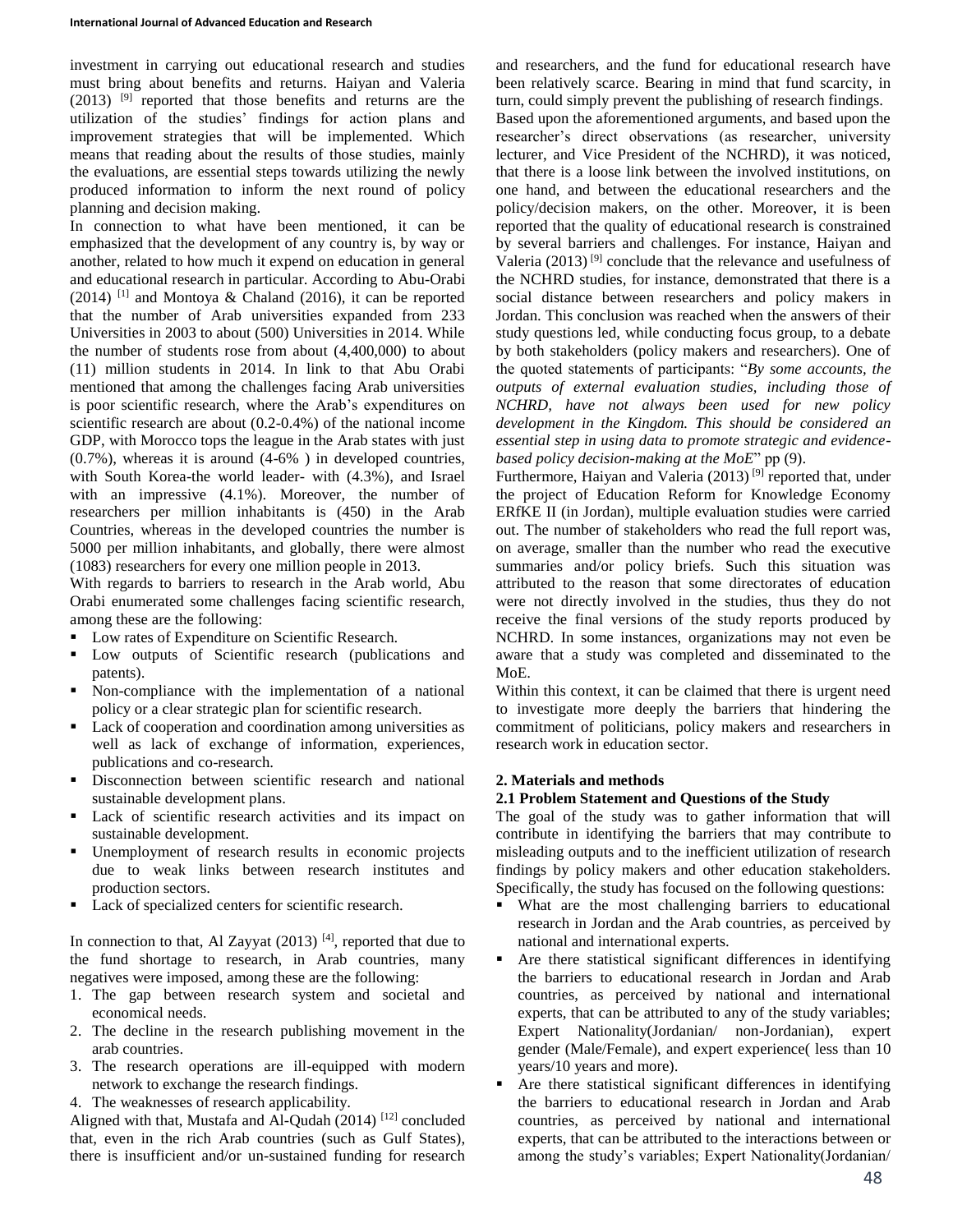investment in carrying out educational research and studies must bring about benefits and returns. Haiyan and Valeria (2013) [9] reported that those benefits and returns are the utilization of the studies' findings for action plans and improvement strategies that will be implemented. Which means that reading about the results of those studies, mainly the evaluations, are essential steps towards utilizing the newly produced information to inform the next round of policy planning and decision making.

In connection to what have been mentioned, it can be emphasized that the development of any country is, by way or another, related to how much it expend on education in general and educational research in particular. According to Abu-Orabi (2014) [1] and Montoya & Chaland (2016), it can be reported that the number of Arab universities expanded from 233 Universities in 2003 to about (500) Universities in 2014. While the number of students rose from about (4,400,000) to about (11) million students in 2014. In link to that Abu Orabi mentioned that among the challenges facing Arab universities is poor scientific research, where the Arab's expenditures on scientific research are about (0.2-0.4%) of the national income GDP, with Morocco tops the league in the Arab states with just (0.7%), whereas it is around (4-6% ) in developed countries, with South Korea-the world leader- with (4.3%), and Israel with an impressive (4.1%). Moreover, the number of researchers per million inhabitants is (450) in the Arab Countries, whereas in the developed countries the number is 5000 per million inhabitants, and globally, there were almost (1083) researchers for every one million people in 2013.

With regards to barriers to research in the Arab world, Abu Orabi enumerated some challenges facing scientific research, among these are the following:

- Low rates of Expenditure on Scientific Research.
- Low outputs of Scientific research (publications and patents).
- Non-compliance with the implementation of a national policy or a clear strategic plan for scientific research.
- Lack of cooperation and coordination among universities as well as lack of exchange of information, experiences, publications and co-research.
- Disconnection between scientific research and national sustainable development plans.
- Lack of scientific research activities and its impact on sustainable development.
- Unemployment of research results in economic projects due to weak links between research institutes and production sectors.
- Lack of specialized centers for scientific research.

In connection to that, Al Zayyat (2013) [4], reported that due to the fund shortage to research, in Arab countries, many negatives were imposed, among these are the following:

1. The gap between research system and societal and economical needs.
2. The decline in the research publishing movement in the arab countries.
3. The research operations are ill-equipped with modern network to exchange the research findings.
4. The weaknesses of research applicability.

Aligned with that, Mustafa and Al-Qudah (2014) [12] concluded that, even in the rich Arab countries (such as Gulf States), there is insufficient and/or un-sustained funding for research and researchers, and the fund for educational research have been relatively scarce. Bearing in mind that fund scarcity, in turn, could simply prevent the publishing of research findings.

Based upon the aforementioned arguments, and based upon the researcher's direct observations (as researcher, university lecturer, and Vice President of the NCHRD), it was noticed, that there is a loose link between the involved institutions, on one hand, and between the educational researchers and the policy/decision makers, on the other. Moreover, it is been reported that the quality of educational research is constrained by several barriers and challenges. For instance, Haiyan and Valeria (2013) [9] conclude that the relevance and usefulness of the NCHRD studies, for instance, demonstrated that there is a social distance between researchers and policy makers in Jordan. This conclusion was reached when the answers of their study questions led, while conducting focus group, to a debate by both stakeholders (policy makers and researchers). One of the quoted statements of participants: "*By some accounts, the outputs of external evaluation studies, including those of NCHRD, have not always been used for new policy development in the Kingdom. This should be considered an essential step in using data to promote strategic and evidence-based policy decision-making at the MoE*" pp (9).

Furthermore, Haiyan and Valeria (2013) [9] reported that, under the project of Education Reform for Knowledge Economy ERfKE II (in Jordan), multiple evaluation studies were carried out. The number of stakeholders who read the full report was, on average, smaller than the number who read the executive summaries and/or policy briefs. Such this situation was attributed to the reason that some directorates of education were not directly involved in the studies, thus they do not receive the final versions of the study reports produced by NCHRD. In some instances, organizations may not even be aware that a study was completed and disseminated to the MoE.

Within this context, it can be claimed that there is urgent need to investigate more deeply the barriers that hindering the commitment of politicians, policy makers and researchers in research work in education sector.

## 2. Materials and methods

### 2.1 Problem Statement and Questions of the Study

The goal of the study was to gather information that will contribute in identifying the barriers that may contribute to misleading outputs and to the inefficient utilization of research findings by policy makers and other education stakeholders. Specifically, the study has focused on the following questions:

- What are the most challenging barriers to educational research in Jordan and the Arab countries, as perceived by national and international experts.
- Are there statistical significant differences in identifying the barriers to educational research in Jordan and Arab countries, as perceived by national and international experts, that can be attributed to any of the study variables; Expert Nationality(Jordanian/ non-Jordanian), expert gender (Male/Female), and expert experience( less than 10 years/10 years and more).
- Are there statistical significant differences in identifying the barriers to educational research in Jordan and Arab countries, as perceived by national and international experts, that can be attributed to the interactions between or among the study's variables; Expert Nationality(Jordanian/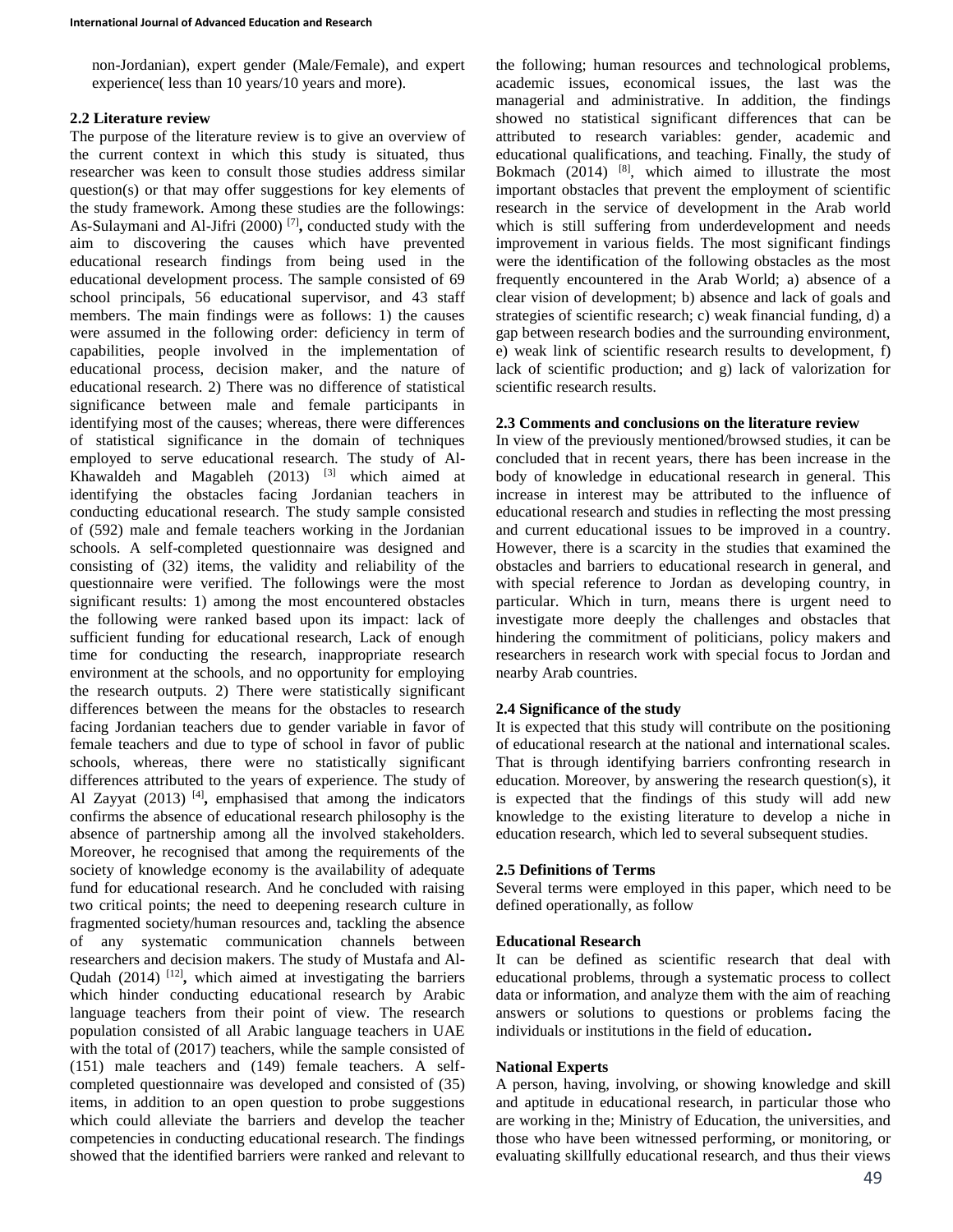non-Jordanian), expert gender (Male/Female), and expert experience( less than 10 years/10 years and more).

## 2.2 Literature review

The purpose of the literature review is to give an overview of the current context in which this study is situated, thus researcher was keen to consult those studies address similar question(s) or that may offer suggestions for key elements of the study framework. Among these studies are the followings: As-Sulaymani and Al-Jifri (2000) [7], conducted study with the aim to discovering the causes which have prevented educational research findings from being used in the educational development process. The sample consisted of 69 school principals, 56 educational supervisor, and 43 staff members. The main findings were as follows: 1) the causes were assumed in the following order: deficiency in term of capabilities, people involved in the implementation of educational process, decision maker, and the nature of educational research. 2) There was no difference of statistical significance between male and female participants in identifying most of the causes; whereas, there were differences of statistical significance in the domain of techniques employed to serve educational research. The study of Al-Khawaldeh and Magableh (2013) [3] which aimed at identifying the obstacles facing Jordanian teachers in conducting educational research. The study sample consisted of (592) male and female teachers working in the Jordanian schools. A self-completed questionnaire was designed and consisting of (32) items, the validity and reliability of the questionnaire were verified. The followings were the most significant results: 1) among the most encountered obstacles the following were ranked based upon its impact: lack of sufficient funding for educational research, Lack of enough time for conducting the research, inappropriate research environment at the schools, and no opportunity for employing the research outputs. 2) There were statistically significant differences between the means for the obstacles to research facing Jordanian teachers due to gender variable in favor of female teachers and due to type of school in favor of public schools, whereas, there were no statistically significant differences attributed to the years of experience. The study of Al Zayyat (2013) [4], emphasised that among the indicators confirms the absence of educational research philosophy is the absence of partnership among all the involved stakeholders. Moreover, he recognised that among the requirements of the society of knowledge economy is the availability of adequate fund for educational research. And he concluded with raising two critical points; the need to deepening research culture in fragmented society/human resources and, tackling the absence of any systematic communication channels between researchers and decision makers. The study of Mustafa and Al-Qudah (2014) [12], which aimed at investigating the barriers which hinder conducting educational research by Arabic language teachers from their point of view. The research population consisted of all Arabic language teachers in UAE with the total of (2017) teachers, while the sample consisted of (151) male teachers and (149) female teachers. A self-completed questionnaire was developed and consisted of (35) items, in addition to an open question to probe suggestions which could alleviate the barriers and develop the teacher competencies in conducting educational research. The findings showed that the identified barriers were ranked and relevant to the following; human resources and technological problems, academic issues, economical issues, the last was the managerial and administrative. In addition, the findings showed no statistical significant differences that can be attributed to research variables: gender, academic and educational qualifications, and teaching. Finally, the study of Bokmach (2014) [8], which aimed to illustrate the most important obstacles that prevent the employment of scientific research in the service of development in the Arab world which is still suffering from underdevelopment and needs improvement in various fields. The most significant findings were the identification of the following obstacles as the most frequently encountered in the Arab World; a) absence of a clear vision of development; b) absence and lack of goals and strategies of scientific research; c) weak financial funding, d) a gap between research bodies and the surrounding environment, e) weak link of scientific research results to development, f) lack of scientific production; and g) lack of valorization for scientific research results.

## 2.3 Comments and conclusions on the literature review

In view of the previously mentioned/browsed studies, it can be concluded that in recent years, there has been increase in the body of knowledge in educational research in general. This increase in interest may be attributed to the influence of educational research and studies in reflecting the most pressing and current educational issues to be improved in a country. However, there is a scarcity in the studies that examined the obstacles and barriers to educational research in general, and with special reference to Jordan as developing country, in particular. Which in turn, means there is urgent need to investigate more deeply the challenges and obstacles that hindering the commitment of politicians, policy makers and researchers in research work with special focus to Jordan and nearby Arab countries.

## 2.4 Significance of the study

It is expected that this study will contribute on the positioning of educational research at the national and international scales. That is through identifying barriers confronting research in education. Moreover, by answering the research question(s), it is expected that the findings of this study will add new knowledge to the existing literature to develop a niche in education research, which led to several subsequent studies.

## 2.5 Definitions of Terms

Several terms were employed in this paper, which need to be defined operationally, as follow

### Educational Research

It can be defined as scientific research that deal with educational problems, through a systematic process to collect data or information, and analyze them with the aim of reaching answers or solutions to questions or problems facing the individuals or institutions in the field of education.

### National Experts

A person, having, involving, or showing knowledge and skill and aptitude in educational research, in particular those who are working in the; Ministry of Education, the universities, and those who have been witnessed performing, or monitoring, or evaluating skillfully educational research, and thus their views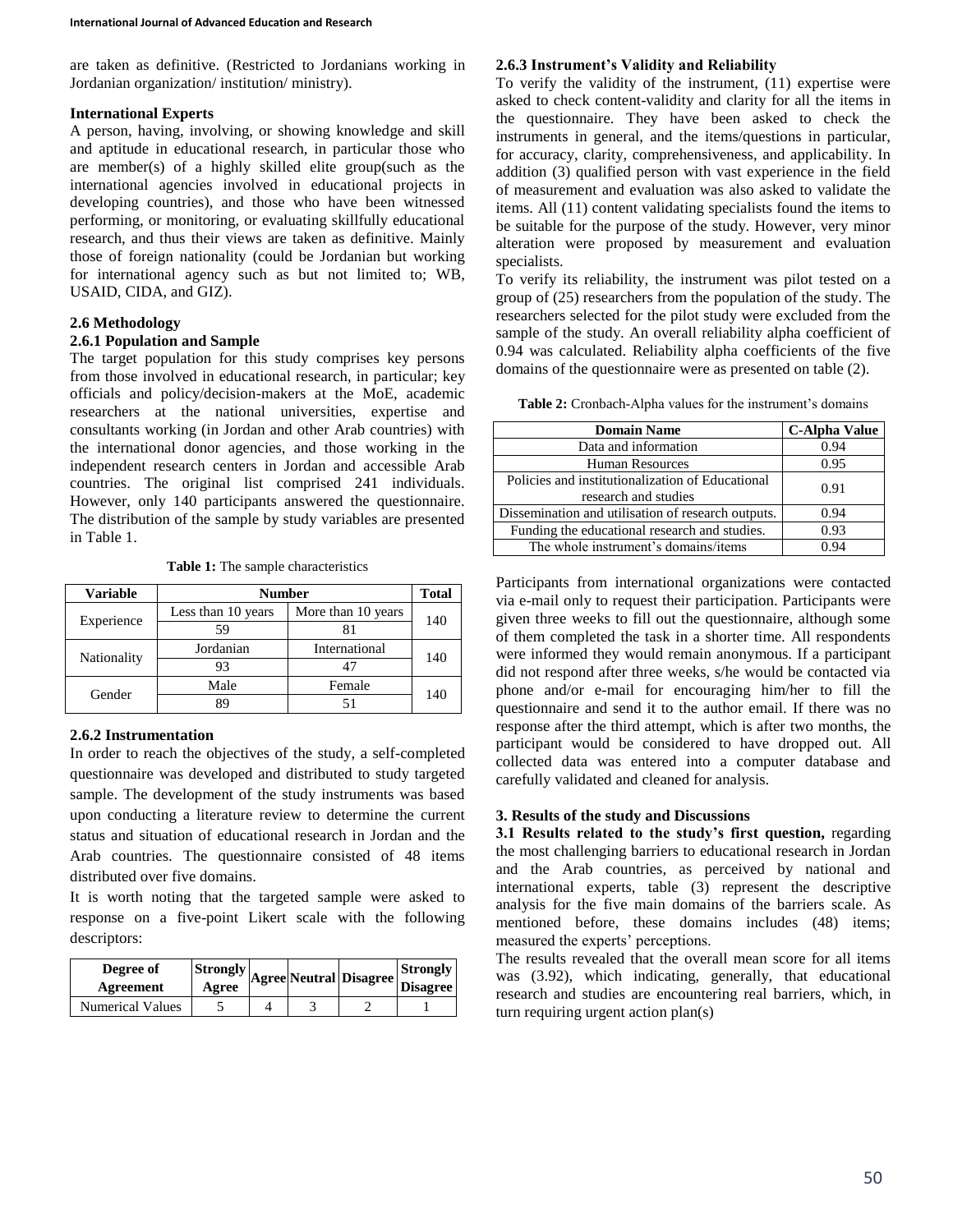are taken as definitive. (Restricted to Jordanians working in Jordanian organization/ institution/ ministry).

**International Experts**

A person, having, involving, or showing knowledge and skill and aptitude in educational research, in particular those who are member(s) of a highly skilled elite group(such as the international agencies involved in educational projects in developing countries), and those who have been witnessed performing, or monitoring, or evaluating skillfully educational research, and thus their views are taken as definitive. Mainly those of foreign nationality (could be Jordanian but working for international agency such as but not limited to; WB, USAID, CIDA, and GIZ).

### 2.6 Methodology

#### 2.6.1 Population and Sample

The target population for this study comprises key persons from those involved in educational research, in particular; key officials and policy/decision-makers at the MoE, academic researchers at the national universities, expertise and consultants working (in Jordan and other Arab countries) with the international donor agencies, and those working in the independent research centers in Jordan and accessible Arab countries. The original list comprised 241 individuals. However, only 140 participants answered the questionnaire. The distribution of the sample by study variables are presented in Table 1.

**Table 1:** The sample characteristics

| Variable | Number | | Total |
|---|---|---|---|
| Experience | Less than 10 years | More than 10 years | 140 |
| | 59 | 81 | |
| Nationality | Jordanian | International | 140 |
| | 93 | 47 | |
| Gender | Male | Female | 140 |
| | 89 | 51 | |

#### 2.6.2 Instrumentation

In order to reach the objectives of the study, a self-completed questionnaire was developed and distributed to study targeted sample. The development of the study instruments was based upon conducting a literature review to determine the current status and situation of educational research in Jordan and the Arab countries. The questionnaire consisted of 48 items distributed over five domains.

It is worth noting that the targeted sample were asked to response on a five-point Likert scale with the following descriptors:

| Degree of Agreement | Strongly Agree | Agree | Neutral | Disagree | Strongly Disagree |
|---|---|---|---|---|---|
| Numerical Values | 5 | 4 | 3 | 2 | 1 |

#### 2.6.3 Instrument's Validity and Reliability

To verify the validity of the instrument, (11) expertise were asked to check content-validity and clarity for all the items in the questionnaire. They have been asked to check the instruments in general, and the items/questions in particular, for accuracy, clarity, comprehensiveness, and applicability. In addition (3) qualified person with vast experience in the field of measurement and evaluation was also asked to validate the items. All (11) content validating specialists found the items to be suitable for the purpose of the study. However, very minor alteration were proposed by measurement and evaluation specialists.

To verify its reliability, the instrument was pilot tested on a group of (25) researchers from the population of the study. The researchers selected for the pilot study were excluded from the sample of the study. An overall reliability alpha coefficient of 0.94 was calculated. Reliability alpha coefficients of the five domains of the questionnaire were as presented on table (2).

**Table 2:** Cronbach-Alpha values for the instrument's domains

| Domain Name | C-Alpha Value |
|---|---|
| Data and information | 0.94 |
| Human Resources | 0.95 |
| Policies and institutionalization of Educational research and studies | 0.91 |
| Dissemination and utilisation of research outputs. | 0.94 |
| Funding the educational research and studies. | 0.93 |
| The whole instrument's domains/items | 0.94 |

Participants from international organizations were contacted via e-mail only to request their participation. Participants were given three weeks to fill out the questionnaire, although some of them completed the task in a shorter time. All respondents were informed they would remain anonymous. If a participant did not respond after three weeks, s/he would be contacted via phone and/or e-mail for encouraging him/her to fill the questionnaire and send it to the author email. If there was no response after the third attempt, which is after two months, the participant would be considered to have dropped out. All collected data was entered into a computer database and carefully validated and cleaned for analysis.

## 3. Results of the study and Discussions

**3.1 Results related to the study's first question,** regarding the most challenging barriers to educational research in Jordan and the Arab countries, as perceived by national and international experts, table (3) represent the descriptive analysis for the five main domains of the barriers scale. As mentioned before, these domains includes (48) items; measured the experts' perceptions.

The results revealed that the overall mean score for all items was (3.92), which indicating, generally, that educational research and studies are encountering real barriers, which, in turn requiring urgent action plan(s)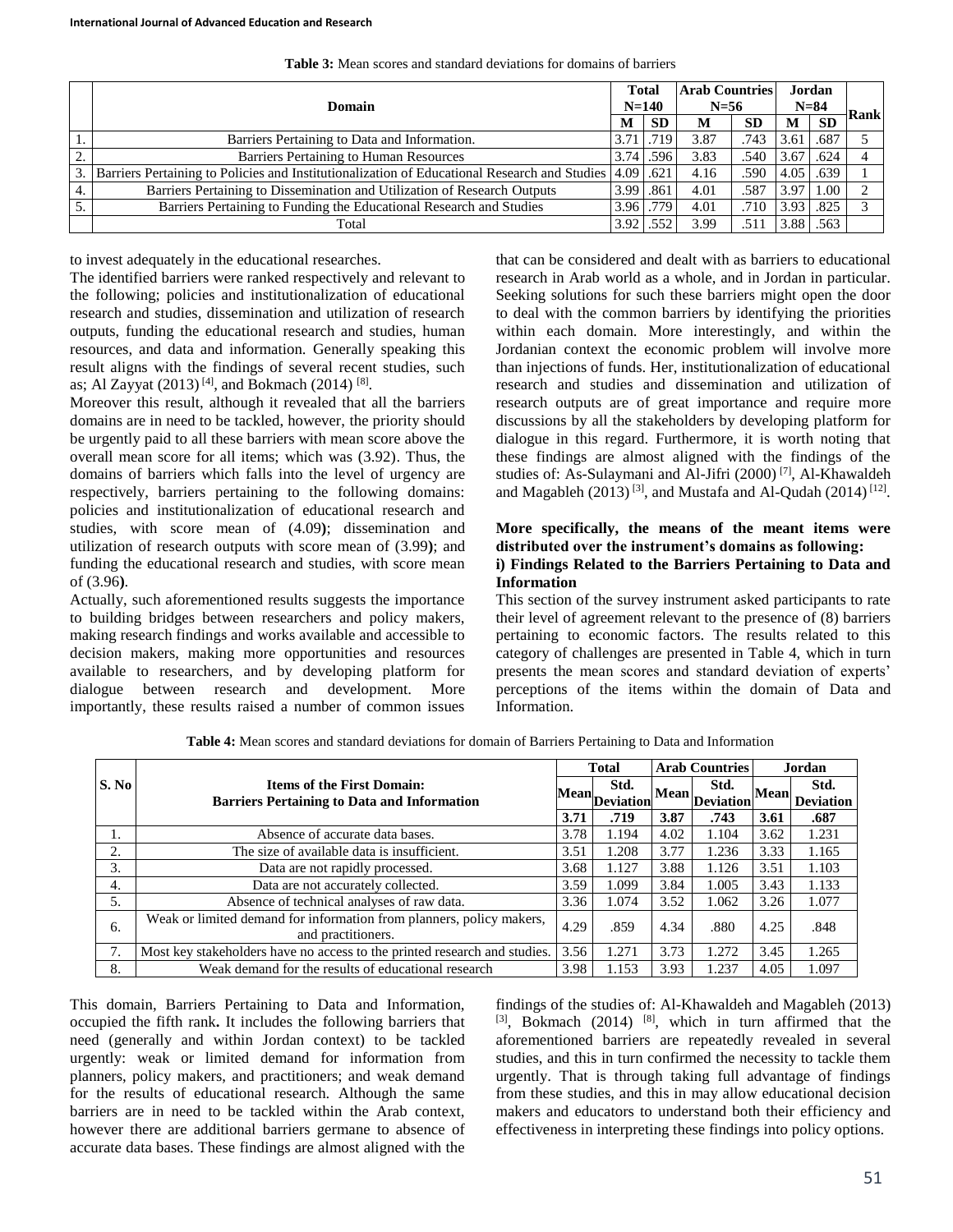**Table 3:** Mean scores and standard deviations for domains of barriers

| | Domain | Total N=140 | | Arab Countries N=56 | | Jordan N=84 | | Rank |
|---|---|---|---|---|---|---|---|---|
| | | M | SD | M | SD | M | SD | |
| 1. | Barriers Pertaining to Data and Information. | 3.71 | .719 | 3.87 | .743 | 3.61 | .687 | 5 |
| 2. | Barriers Pertaining to Human Resources | 3.74 | .596 | 3.83 | .540 | 3.67 | .624 | 4 |
| 3. | Barriers Pertaining to Policies and Institutionalization of Educational Research and Studies | 4.09 | .621 | 4.16 | .590 | 4.05 | .639 | 1 |
| 4. | Barriers Pertaining to Dissemination and Utilization of Research Outputs | 3.99 | .861 | 4.01 | .587 | 3.97 | 1.00 | 2 |
| 5. | Barriers Pertaining to Funding the Educational Research and Studies | 3.96 | .779 | 4.01 | .710 | 3.93 | .825 | 3 |
| | Total | 3.92 | .552 | 3.99 | .511 | 3.88 | .563 | |

to invest adequately in the educational researches.

The identified barriers were ranked respectively and relevant to the following; policies and institutionalization of educational research and studies, dissemination and utilization of research outputs, funding the educational research and studies, human resources, and data and information. Generally speaking this result aligns with the findings of several recent studies, such as; Al Zayyat (2013) [4], and Bokmach (2014) [8].

Moreover this result, although it revealed that all the barriers domains are in need to be tackled, however, the priority should be urgently paid to all these barriers with mean score above the overall mean score for all items; which was (3.92). Thus, the domains of barriers which falls into the level of urgency are respectively, barriers pertaining to the following domains: policies and institutionalization of educational research and studies, with score mean of (4.09**)**; dissemination and utilization of research outputs with score mean of (3.99**)**; and funding the educational research and studies, with score mean of (3.96**)**.

Actually, such aforementioned results suggests the importance to building bridges between researchers and policy makers, making research findings and works available and accessible to decision makers, making more opportunities and resources available to researchers, and by developing platform for dialogue between research and development. More importantly, these results raised a number of common issues that can be considered and dealt with as barriers to educational research in Arab world as a whole, and in Jordan in particular. Seeking solutions for such these barriers might open the door to deal with the common barriers by identifying the priorities within each domain. More interestingly, and within the Jordanian context the economic problem will involve more than injections of funds. Her, institutionalization of educational research and studies and dissemination and utilization of research outputs are of great importance and require more discussions by all the stakeholders by developing platform for dialogue in this regard. Furthermore, it is worth noting that these findings are almost aligned with the findings of the studies of: As-Sulaymani and Al-Jifri (2000) [7], Al-Khawaldeh and Magableh (2013) [3], and Mustafa and Al-Qudah (2014) [12].

**More specifically, the means of the meant items were distributed over the instrument's domains as following:**

**i) Findings Related to the Barriers Pertaining to Data and Information**

This section of the survey instrument asked participants to rate their level of agreement relevant to the presence of (8) barriers pertaining to economic factors. The results related to this category of challenges are presented in Table 4, which in turn presents the mean scores and standard deviation of experts' perceptions of the items within the domain of Data and Information.

**Table 4:** Mean scores and standard deviations for domain of Barriers Pertaining to Data and Information

| S. No | Items of the First Domain: Barriers Pertaining to Data and Information | Total | | Arab Countries | | Jordan | |
|---|---|---|---|---|---|---|---|
| | | Mean | Std. Deviation | Mean | Std. Deviation | Mean | Std. Deviation |
| | | **3.71** | **.719** | **3.87** | **.743** | **3.61** | **.687** |
| 1. | Absence of accurate data bases. | 3.78 | 1.194 | 4.02 | 1.104 | 3.62 | 1.231 |
| 2. | The size of available data is insufficient. | 3.51 | 1.208 | 3.77 | 1.236 | 3.33 | 1.165 |
| 3. | Data are not rapidly processed. | 3.68 | 1.127 | 3.88 | 1.126 | 3.51 | 1.103 |
| 4. | Data are not accurately collected. | 3.59 | 1.099 | 3.84 | 1.005 | 3.43 | 1.133 |
| 5. | Absence of technical analyses of raw data. | 3.36 | 1.074 | 3.52 | 1.062 | 3.26 | 1.077 |
| 6. | Weak or limited demand for information from planners, policy makers, and practitioners. | 4.29 | .859 | 4.34 | .880 | 4.25 | .848 |
| 7. | Most key stakeholders have no access to the printed research and studies. | 3.56 | 1.271 | 3.73 | 1.272 | 3.45 | 1.265 |
| 8. | Weak demand for the results of educational research | 3.98 | 1.153 | 3.93 | 1.237 | 4.05 | 1.097 |

This domain, Barriers Pertaining to Data and Information, occupied the fifth rank**.** It includes the following barriers that need (generally and within Jordan context) to be tackled urgently: weak or limited demand for information from planners, policy makers, and practitioners; and weak demand for the results of educational research. Although the same barriers are in need to be tackled within the Arab context, however there are additional barriers germane to absence of accurate data bases. These findings are almost aligned with the findings of the studies of: Al-Khawaldeh and Magableh (2013) [3], Bokmach (2014) [8], which in turn affirmed that the aforementioned barriers are repeatedly revealed in several studies, and this in turn confirmed the necessity to tackle them urgently. That is through taking full advantage of findings from these studies, and this in may allow educational decision makers and educators to understand both their efficiency and effectiveness in interpreting these findings into policy options.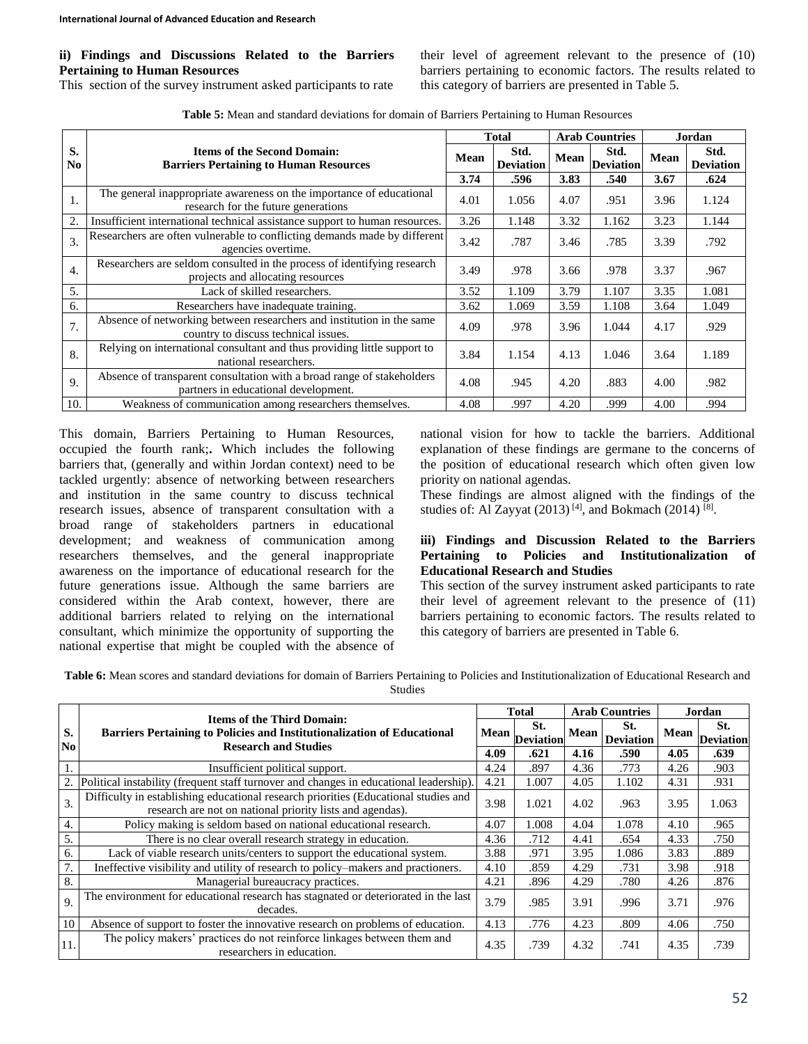#### ii) Findings and Discussions Related to the Barriers Pertaining to Human Resources

This section of the survey instrument asked participants to rate their level of agreement relevant to the presence of (10) barriers pertaining to economic factors. The results related to this category of barriers are presented in Table 5.

**Table 5:** Mean and standard deviations for domain of Barriers Pertaining to Human Resources

| S. No | Items of the Second Domain: Barriers Pertaining to Human Resources | Total | | Arab Countries | | Jordan | |
|---|---|---|---|---|---|---|---|
| | | Mean | Std. Deviation | Mean | Std. Deviation | Mean | Std. Deviation |
| | | **3.74** | **.596** | **3.83** | **.540** | **3.67** | **.624** |
| 1. | The general inappropriate awareness on the importance of educational research for the future generations | 4.01 | 1.056 | 4.07 | .951 | 3.96 | 1.124 |
| 2. | Insufficient international technical assistance support to human resources. | 3.26 | 1.148 | 3.32 | 1.162 | 3.23 | 1.144 |
| 3. | Researchers are often vulnerable to conflicting demands made by different agencies overtime. | 3.42 | .787 | 3.46 | .785 | 3.39 | .792 |
| 4. | Researchers are seldom consulted in the process of identifying research projects and allocating resources | 3.49 | .978 | 3.66 | .978 | 3.37 | .967 |
| 5. | Lack of skilled researchers. | 3.52 | 1.109 | 3.79 | 1.107 | 3.35 | 1.081 |
| 6. | Researchers have inadequate training. | 3.62 | 1.069 | 3.59 | 1.108 | 3.64 | 1.049 |
| 7. | Absence of networking between researchers and institution in the same country to discuss technical issues. | 4.09 | .978 | 3.96 | 1.044 | 4.17 | .929 |
| 8. | Relying on international consultant and thus providing little support to national researchers. | 3.84 | 1.154 | 4.13 | 1.046 | 3.64 | 1.189 |
| 9. | Absence of transparent consultation with a broad range of stakeholders partners in educational development. | 4.08 | .945 | 4.20 | .883 | 4.00 | .982 |
| 10. | Weakness of communication among researchers themselves. | 4.08 | .997 | 4.20 | .999 | 4.00 | .994 |

This domain, Barriers Pertaining to Human Resources, occupied the fourth rank;**.** Which includes the following barriers that, (generally and within Jordan context) need to be tackled urgently: absence of networking between researchers and institution in the same country to discuss technical research issues, absence of transparent consultation with a broad range of stakeholders partners in educational development; and weakness of communication among researchers themselves, and the general inappropriate awareness on the importance of educational research for the future generations issue. Although the same barriers are considered within the Arab context, however, there are additional barriers related to relying on the international consultant, which minimize the opportunity of supporting the national expertise that might be coupled with the absence of national vision for how to tackle the barriers. Additional explanation of these findings are germane to the concerns of the position of educational research which often given low priority on national agendas.

These findings are almost aligned with the findings of the studies of: Al Zayyat (2013) [4], and Bokmach (2014) [8].

#### iii) Findings and Discussion Related to the Barriers Pertaining to Policies and Institutionalization of Educational Research and Studies

This section of the survey instrument asked participants to rate their level of agreement relevant to the presence of (11) barriers pertaining to economic factors. The results related to this category of barriers are presented in Table 6.

**Table 6:** Mean scores and standard deviations for domain of Barriers Pertaining to Policies and Institutionalization of Educational Research and Studies

| S. No | Items of the Third Domain: Barriers Pertaining to Policies and Institutionalization of Educational Research and Studies | Total | | Arab Countries | | Jordan | |
|---|---|---|---|---|---|---|---|
| | | Mean | St. Deviation | Mean | St. Deviation | Mean | St. Deviation |
| | | **4.09** | **.621** | **4.16** | **.590** | **4.05** | **.639** |
| 1. | Insufficient political support. | 4.24 | .897 | 4.36 | .773 | 4.26 | .903 |
| 2. | Political instability (frequent staff turnover and changes in educational leadership). | 4.21 | 1.007 | 4.05 | 1.102 | 4.31 | .931 |
| 3. | Difficulty in establishing educational research priorities (Educational studies and research are not on national priority lists and agendas). | 3.98 | 1.021 | 4.02 | .963 | 3.95 | 1.063 |
| 4. | Policy making is seldom based on national educational research. | 4.07 | 1.008 | 4.04 | 1.078 | 4.10 | .965 |
| 5. | There is no clear overall research strategy in education. | 4.36 | .712 | 4.41 | .654 | 4.33 | .750 |
| 6. | Lack of viable research units/centers to support the educational system. | 3.88 | .971 | 3.95 | 1.086 | 3.83 | .889 |
| 7. | Ineffective visibility and utility of research to policy–makers and practioners. | 4.10 | .859 | 4.29 | .731 | 3.98 | .918 |
| 8. | Managerial bureaucracy practices. | 4.21 | .896 | 4.29 | .780 | 4.26 | .876 |
| 9. | The environment for educational research has stagnated or deteriorated in the last decades. | 3.79 | .985 | 3.91 | .996 | 3.71 | .976 |
| 10 | Absence of support to foster the innovative research on problems of education. | 4.13 | .776 | 4.23 | .809 | 4.06 | .750 |
| 11. | The policy makers' practices do not reinforce linkages between them and researchers in education. | 4.35 | .739 | 4.32 | .741 | 4.35 | .739 |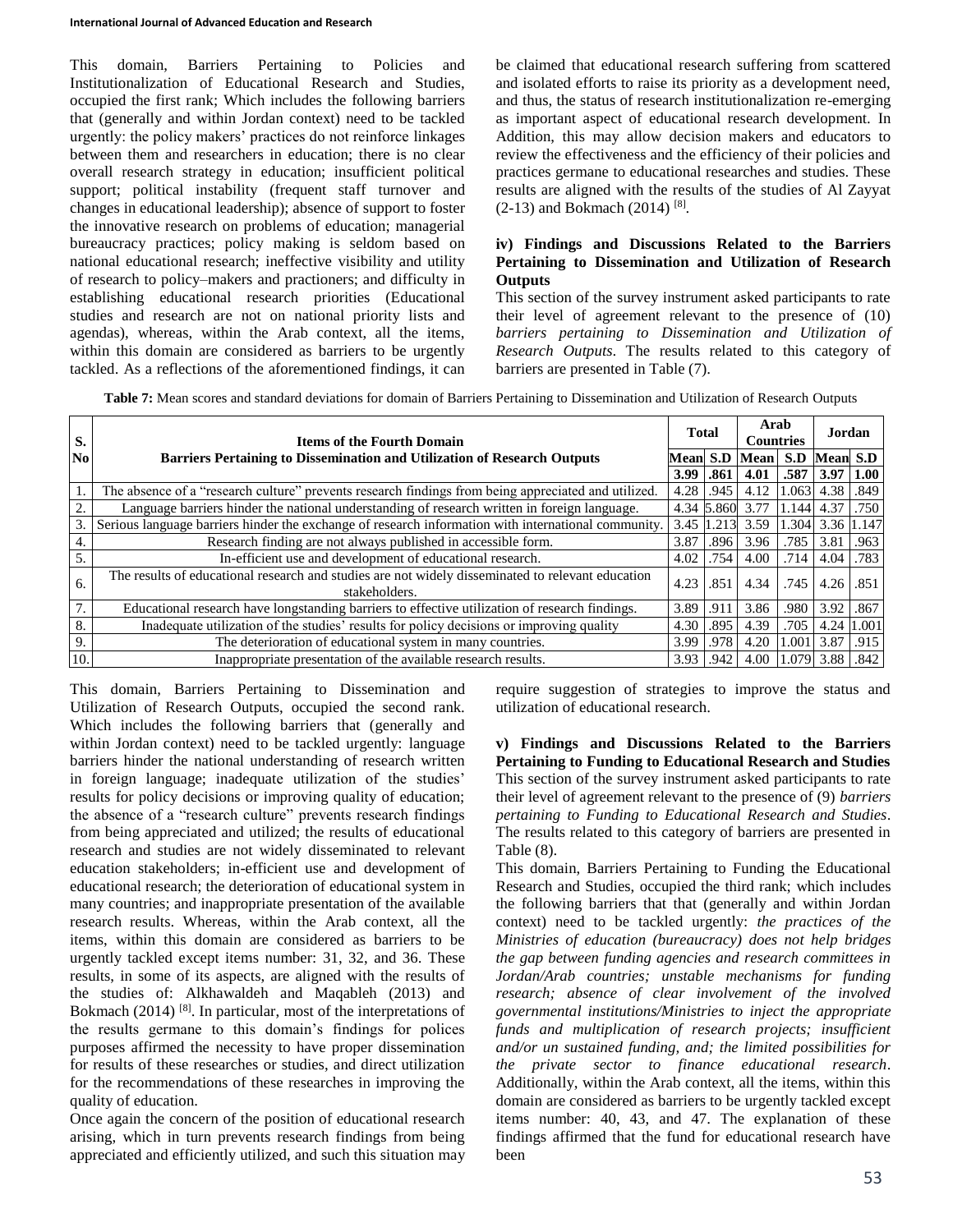This domain, Barriers Pertaining to Policies and Institutionalization of Educational Research and Studies, occupied the first rank; Which includes the following barriers that (generally and within Jordan context) need to be tackled urgently: the policy makers' practices do not reinforce linkages between them and researchers in education; there is no clear overall research strategy in education; insufficient political support; political instability (frequent staff turnover and changes in educational leadership); absence of support to foster the innovative research on problems of education; managerial bureaucracy practices; policy making is seldom based on national educational research; ineffective visibility and utility of research to policy–makers and practioners; and difficulty in establishing educational research priorities (Educational studies and research are not on national priority lists and agendas), whereas, within the Arab context, all the items, within this domain are considered as barriers to be urgently tackled. As a reflections of the aforementioned findings, it can be claimed that educational research suffering from scattered and isolated efforts to raise its priority as a development need, and thus, the status of research institutionalization re-emerging as important aspect of educational research development. In Addition, this may allow decision makers and educators to review the effectiveness and the efficiency of their policies and practices germane to educational researches and studies. These results are aligned with the results of the studies of Al Zayyat (2-13) and Bokmach (2014) [8].

#### iv) Findings and Discussions Related to the Barriers Pertaining to Dissemination and Utilization of Research Outputs

This section of the survey instrument asked participants to rate their level of agreement relevant to the presence of (10) *barriers pertaining to Dissemination and Utilization of Research Outputs*. The results related to this category of barriers are presented in Table (7).

**Table 7:** Mean scores and standard deviations for domain of Barriers Pertaining to Dissemination and Utilization of Research Outputs

| S. No | Items of the Fourth Domain<br>Barriers Pertaining to Dissemination and Utilization of Research Outputs | Total | | Arab Countries | | Jordan | |
|---|---|---|---|---|---|---|---|
| | | Mean | S.D | Mean | S.D | Mean | S.D |
| | | **3.99** | **.861** | **4.01** | **.587** | **3.97** | **1.00** |
| 1. | The absence of a "research culture" prevents research findings from being appreciated and utilized. | 4.28 | .945 | 4.12 | 1.063 | 4.38 | .849 |
| 2. | Language barriers hinder the national understanding of research written in foreign language. | 4.34 | 5.860 | 3.77 | 1.144 | 4.37 | .750 |
| 3. | Serious language barriers hinder the exchange of research information with international community. | 3.45 | 1.213 | 3.59 | 1.304 | 3.36 | 1.147 |
| 4. | Research finding are not always published in accessible form. | 3.87 | .896 | 3.96 | .785 | 3.81 | .963 |
| 5. | In-efficient use and development of educational research. | 4.02 | .754 | 4.00 | .714 | 4.04 | .783 |
| 6. | The results of educational research and studies are not widely disseminated to relevant education stakeholders. | 4.23 | .851 | 4.34 | .745 | 4.26 | .851 |
| 7. | Educational research have longstanding barriers to effective utilization of research findings. | 3.89 | .911 | 3.86 | .980 | 3.92 | .867 |
| 8. | Inadequate utilization of the studies' results for policy decisions or improving quality | 4.30 | .895 | 4.39 | .705 | 4.24 | 1.001 |
| 9. | The deterioration of educational system in many countries. | 3.99 | .978 | 4.20 | 1.001 | 3.87 | .915 |
| 10. | Inappropriate presentation of the available research results. | 3.93 | .942 | 4.00 | 1.079 | 3.88 | .842 |

This domain, Barriers Pertaining to Dissemination and Utilization of Research Outputs, occupied the second rank. Which includes the following barriers that (generally and within Jordan context) need to be tackled urgently: language barriers hinder the national understanding of research written in foreign language; inadequate utilization of the studies' results for policy decisions or improving quality of education; the absence of a "research culture" prevents research findings from being appreciated and utilized; the results of educational research and studies are not widely disseminated to relevant education stakeholders; in-efficient use and development of educational research; the deterioration of educational system in many countries; and inappropriate presentation of the available research results. Whereas, within the Arab context, all the items, within this domain are considered as barriers to be urgently tackled except items number: 31, 32, and 36. These results, in some of its aspects, are aligned with the results of the studies of: Alkhawaldeh and Maqableh (2013) and Bokmach (2014) [8]. In particular, most of the interpretations of the results germane to this domain's findings for polices purposes affirmed the necessity to have proper dissemination for results of these researches or studies, and direct utilization for the recommendations of these researches in improving the quality of education.

Once again the concern of the position of educational research arising, which in turn prevents research findings from being appreciated and efficiently utilized, and such this situation may require suggestion of strategies to improve the status and utilization of educational research.

#### v) Findings and Discussions Related to the Barriers Pertaining to Funding to Educational Research and Studies

This section of the survey instrument asked participants to rate their level of agreement relevant to the presence of (9) *barriers pertaining to Funding to Educational Research and Studies*. The results related to this category of barriers are presented in Table (8).

This domain, Barriers Pertaining to Funding the Educational Research and Studies, occupied the third rank; which includes the following barriers that that (generally and within Jordan context) need to be tackled urgently: *the practices of the Ministries of education (bureaucracy) does not help bridges the gap between funding agencies and research committees in Jordan/Arab countries; unstable mechanisms for funding research; absence of clear involvement of the involved governmental institutions/Ministries to inject the appropriate funds and multiplication of research projects; insufficient and/or un sustained funding, and; the limited possibilities for the private sector to finance educational research*. Additionally, within the Arab context, all the items, within this domain are considered as barriers to be urgently tackled except items number: 40, 43, and 47. The explanation of these findings affirmed that the fund for educational research have been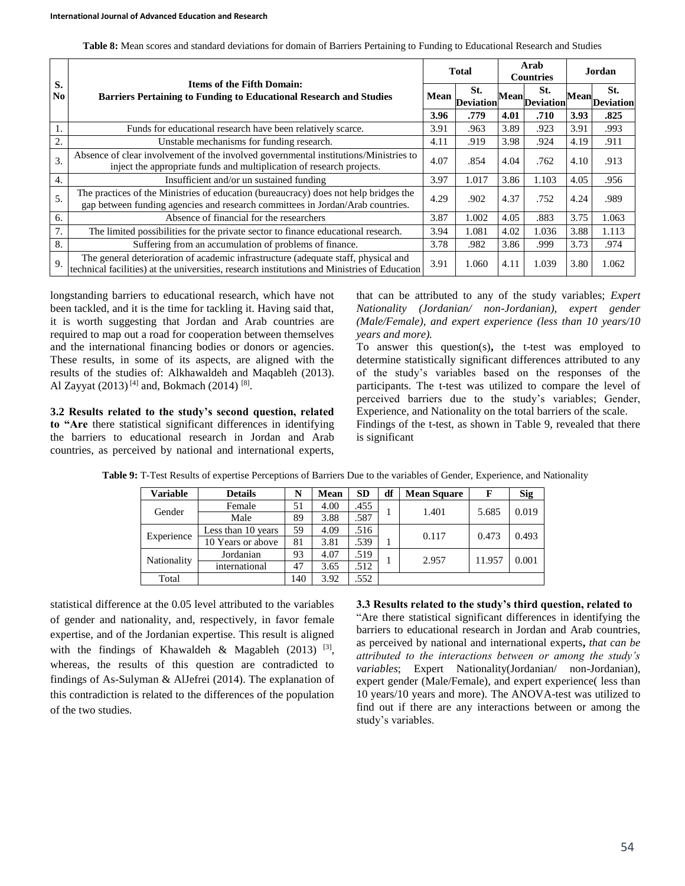**Table 8:** Mean scores and standard deviations for domain of Barriers Pertaining to Funding to Educational Research and Studies

| S. No | Items of the Fifth Domain: Barriers Pertaining to Funding to Educational Research and Studies | Total | | Arab Countries | | Jordan | |
|---|---|---|---|---|---|---|---|
| | | Mean | St. Deviation | Mean | St. Deviation | Mean | St. Deviation |
| | | **3.96** | **.779** | **4.01** | **.710** | **3.93** | **.825** |
| 1. | Funds for educational research have been relatively scarce. | 3.91 | .963 | 3.89 | .923 | 3.91 | .993 |
| 2. | Unstable mechanisms for funding research. | 4.11 | .919 | 3.98 | .924 | 4.19 | .911 |
| 3. | Absence of clear involvement of the involved governmental institutions/Ministries to inject the appropriate funds and multiplication of research projects. | 4.07 | .854 | 4.04 | .762 | 4.10 | .913 |
| 4. | Insufficient and/or un sustained funding | 3.97 | 1.017 | 3.86 | 1.103 | 4.05 | .956 |
| 5. | The practices of the Ministries of education (bureaucracy) does not help bridges the gap between funding agencies and research committees in Jordan/Arab countries. | 4.29 | .902 | 4.37 | .752 | 4.24 | .989 |
| 6. | Absence of financial for the researchers | 3.87 | 1.002 | 4.05 | .883 | 3.75 | 1.063 |
| 7. | The limited possibilities for the private sector to finance educational research. | 3.94 | 1.081 | 4.02 | 1.036 | 3.88 | 1.113 |
| 8. | Suffering from an accumulation of problems of finance. | 3.78 | .982 | 3.86 | .999 | 3.73 | .974 |
| 9. | The general deterioration of academic infrastructure (adequate staff, physical and technical facilities) at the universities, research institutions and Ministries of Education | 3.91 | 1.060 | 4.11 | 1.039 | 3.80 | 1.062 |

longstanding barriers to educational research, which have not been tackled, and it is the time for tackling it. Having said that, it is worth suggesting that Jordan and Arab countries are required to map out a road for cooperation between themselves and the international financing bodies or donors or agencies. These results, in some of its aspects, are aligned with the results of the studies of: Alkhawaldeh and Maqableh (2013). Al Zayyat (2013) [4] and, Bokmach (2014) [8].

**3.2 Results related to the study's second question, related to "Are** there statistical significant differences in identifying the barriers to educational research in Jordan and Arab countries, as perceived by national and international experts, that can be attributed to any of the study variables; *Expert Nationality (Jordanian/ non-Jordanian), expert gender (Male/Female), and expert experience (less than 10 years/10 years and more).*

To answer this question(s)**,** the t-test was employed to determine statistically significant differences attributed to any of the study's variables based on the responses of the participants. The t-test was utilized to compare the level of perceived barriers due to the study's variables; Gender, Experience, and Nationality on the total barriers of the scale.

Findings of the t-test, as shown in Table 9, revealed that there is significant statistical difference at the 0.05 level attributed to the variables of gender and nationality, and, respectively, in favor female expertise, and of the Jordanian expertise. This result is aligned with the findings of Khawaldeh & Magableh (2013) [3], whereas, the results of this question are contradicted to findings of As-Sulyman & AlJefrei (2014). The explanation of this contradiction is related to the differences of the population of the two studies.

**Table 9:** T-Test Results of expertise Perceptions of Barriers Due to the variables of Gender, Experience, and Nationality

| Variable | Details | N | Mean | SD | df | Mean Square | F | Sig |
|---|---|---|---|---|---|---|---|---|
| Gender | Female | 51 | 4.00 | .455 | 1 | 1.401 | 5.685 | 0.019 |
| | Male | 89 | 3.88 | .587 | | | | |
| Experience | Less than 10 years | 59 | 4.09 | .516 | 1 | 0.117 | 0.473 | 0.493 |
| | 10 Years or above | 81 | 3.81 | .539 | | | | |
| Nationality | Jordanian | 93 | 4.07 | .519 | 1 | 2.957 | 11.957 | 0.001 |
| | international | 47 | 3.65 | .512 | | | | |
| Total | | 140 | 3.92 | .552 | | | | |

**3.3 Results related to the study's third question, related to**

"Are there statistical significant differences in identifying the barriers to educational research in Jordan and Arab countries, as perceived by national and international experts**,** *that can be attributed to the interactions between or among the study's variables*; Expert Nationality(Jordanian/ non-Jordanian), expert gender (Male/Female), and expert experience( less than 10 years/10 years and more). The ANOVA-test was utilized to find out if there are any interactions between or among the study's variables.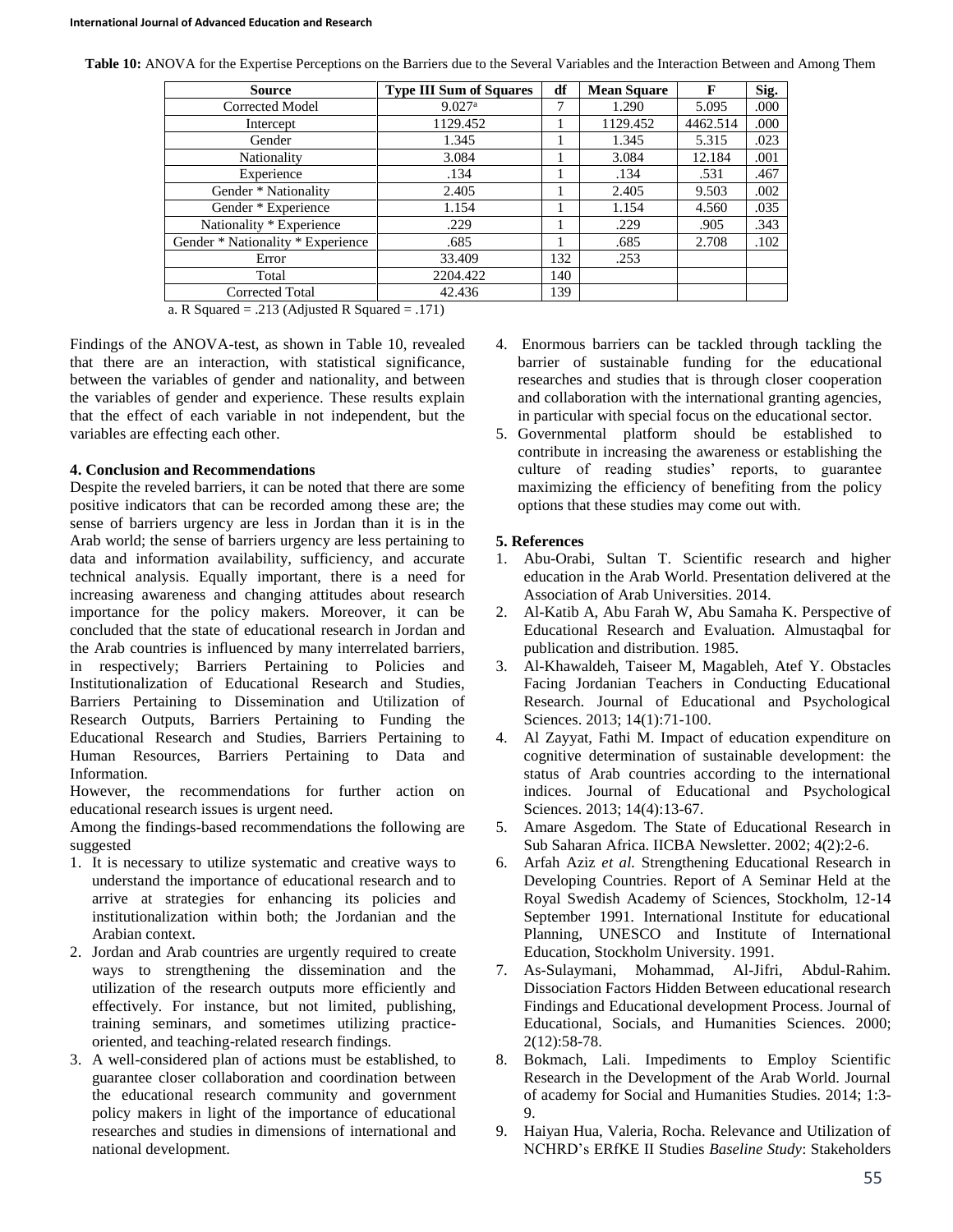**Table 10:** ANOVA for the Expertise Perceptions on the Barriers due to the Several Variables and the Interaction Between and Among Them

| Source | Type III Sum of Squares | df | Mean Square | F | Sig. |
|---|---|---|---|---|---|
| Corrected Model | 9.027[a] | 7 | 1.290 | 5.095 | .000 |
| Intercept | 1129.452 | 1 | 1129.452 | 4462.514 | .000 |
| Gender | 1.345 | 1 | 1.345 | 5.315 | .023 |
| Nationality | 3.084 | 1 | 3.084 | 12.184 | .001 |
| Experience | .134 | 1 | .134 | .531 | .467 |
| Gender * Nationality | 2.405 | 1 | 2.405 | 9.503 | .002 |
| Gender * Experience | 1.154 | 1 | 1.154 | 4.560 | .035 |
| Nationality * Experience | .229 | 1 | .229 | .905 | .343 |
| Gender * Nationality * Experience | .685 | 1 | .685 | 2.708 | .102 |
| Error | 33.409 | 132 | .253 | | |
| Total | 2204.422 | 140 | | | |
| Corrected Total | 42.436 | 139 | | | |

a. R Squared = .213 (Adjusted R Squared = .171)

Findings of the ANOVA-test, as shown in Table 10, revealed that there are an interaction, with statistical significance, between the variables of gender and nationality, and between the variables of gender and experience. These results explain that the effect of each variable in not independent, but the variables are effecting each other.

### 4. Conclusion and Recommendations

Despite the reveled barriers, it can be noted that there are some positive indicators that can be recorded among these are; the sense of barriers urgency are less in Jordan than it is in the Arab world; the sense of barriers urgency are less pertaining to data and information availability, sufficiency, and accurate technical analysis. Equally important, there is a need for increasing awareness and changing attitudes about research importance for the policy makers. Moreover, it can be concluded that the state of educational research in Jordan and the Arab countries is influenced by many interrelated barriers, in respectively; Barriers Pertaining to Policies and Institutionalization of Educational Research and Studies, Barriers Pertaining to Dissemination and Utilization of Research Outputs, Barriers Pertaining to Funding the Educational Research and Studies, Barriers Pertaining to Human Resources, Barriers Pertaining to Data and Information.

However, the recommendations for further action on educational research issues is urgent need.

Among the findings-based recommendations the following are suggested

1. It is necessary to utilize systematic and creative ways to understand the importance of educational research and to arrive at strategies for enhancing its policies and institutionalization within both; the Jordanian and the Arabian context.
2. Jordan and Arab countries are urgently required to create ways to strengthening the dissemination and the utilization of the research outputs more efficiently and effectively. For instance, but not limited, publishing, training seminars, and sometimes utilizing practice-oriented, and teaching-related research findings.
3. A well-considered plan of actions must be established, to guarantee closer collaboration and coordination between the educational research community and government policy makers in light of the importance of educational researches and studies in dimensions of international and national development.
4. Enormous barriers can be tackled through tackling the barrier of sustainable funding for the educational researches and studies that is through closer cooperation and collaboration with the international granting agencies, in particular with special focus on the educational sector.
5. Governmental platform should be established to contribute in increasing the awareness or establishing the culture of reading studies' reports, to guarantee maximizing the efficiency of benefiting from the policy options that these studies may come out with.

### 5. References

1. Abu-Orabi, Sultan T. Scientific research and higher education in the Arab World. Presentation delivered at the Association of Arab Universities. 2014.
2. Al-Katib A, Abu Farah W, Abu Samaha K. Perspective of Educational Research and Evaluation. Almustaqbal for publication and distribution. 1985.
3. Al-Khawaldeh, Taiseer M, Magableh, Atef Y. Obstacles Facing Jordanian Teachers in Conducting Educational Research. Journal of Educational and Psychological Sciences. 2013; 14(1):71-100.
4. Al Zayyat, Fathi M. Impact of education expenditure on cognitive determination of sustainable development: the status of Arab countries according to the international indices. Journal of Educational and Psychological Sciences. 2013; 14(4):13-67.
5. Amare Asgedom. The State of Educational Research in Sub Saharan Africa. IICBA Newsletter. 2002; 4(2):2-6.
6. Arfah Aziz *et al.* Strengthening Educational Research in Developing Countries. Report of A Seminar Held at the Royal Swedish Academy of Sciences, Stockholm, 12-14 September 1991. International Institute for educational Planning, UNESCO and Institute of International Education, Stockholm University. 1991.
7. As-Sulaymani, Mohammad, Al-Jifri, Abdul-Rahim. Dissociation Factors Hidden Between educational research Findings and Educational development Process. Journal of Educational, Socials, and Humanities Sciences. 2000; 2(12):58-78.
8. Bokmach, Lali. Impediments to Employ Scientific Research in the Development of the Arab World. Journal of academy for Social and Humanities Studies. 2014; 1:3-9.
9. Haiyan Hua, Valeria, Rocha. Relevance and Utilization of NCHRD's ERfKE II Studies *Baseline Study*: Stakeholders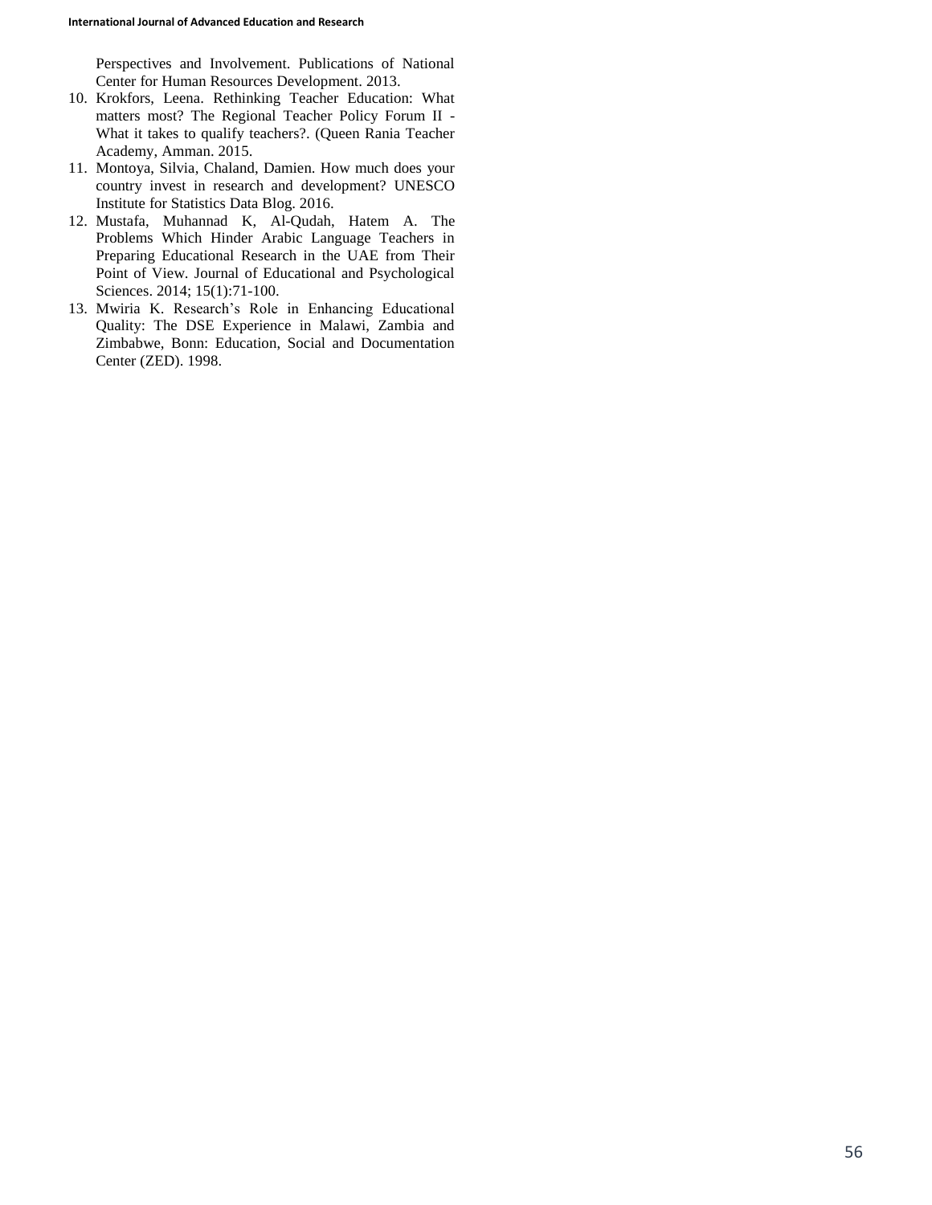Perspectives and Involvement. Publications of National Center for Human Resources Development. 2013.

10. Krokfors, Leena. Rethinking Teacher Education: What matters most? The Regional Teacher Policy Forum II - What it takes to qualify teachers?. (Queen Rania Teacher Academy, Amman. 2015.
11. Montoya, Silvia, Chaland, Damien. How much does your country invest in research and development? UNESCO Institute for Statistics Data Blog. 2016.
12. Mustafa, Muhannad K, Al-Qudah, Hatem A. The Problems Which Hinder Arabic Language Teachers in Preparing Educational Research in the UAE from Their Point of View. Journal of Educational and Psychological Sciences. 2014; 15(1):71-100.
13. Mwiria K. Research's Role in Enhancing Educational Quality: The DSE Experience in Malawi, Zambia and Zimbabwe, Bonn: Education, Social and Documentation Center (ZED). 1998.